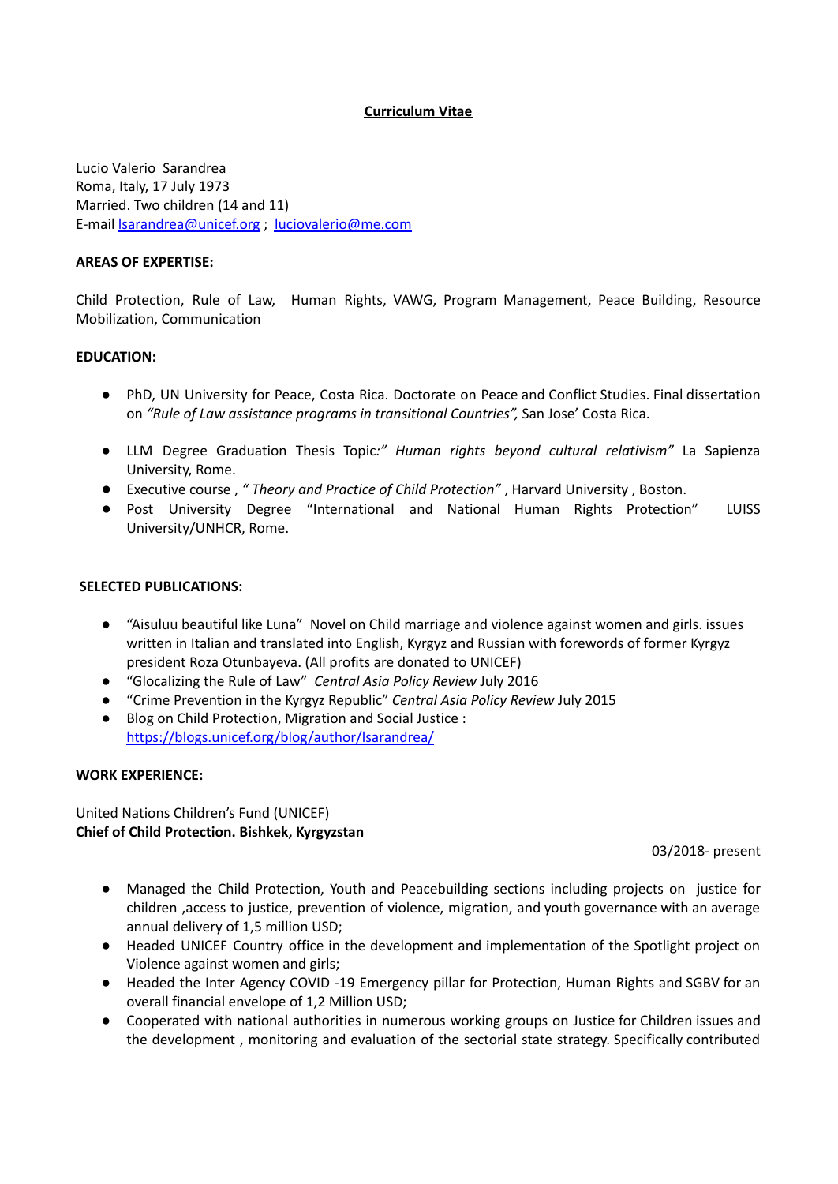# Curriculum Vitae

Lucio Valerio Sarandrea
Roma, Italy, 17 July 1973
Married. Two children (14 and 11)
E-mail [lsarandrea@unicef.org](mailto:lsarandrea@unicef.org) ; [luciovalerio@me.com](mailto:luciovalerio@me.com)

**AREAS OF EXPERTISE:**

Child Protection, Rule of Law, Human Rights, VAWG, Program Management, Peace Building, Resource Mobilization, Communication

**EDUCATION:**

- PhD, UN University for Peace, Costa Rica. Doctorate on Peace and Conflict Studies. Final dissertation on *"Rule of Law assistance programs in transitional Countries",* San Jose' Costa Rica.
- LLM Degree Graduation Thesis Topic:*" Human rights beyond cultural relativism"* La Sapienza University, Rome.
- Executive course , *" Theory and Practice of Child Protection"* , Harvard University , Boston.
- Post University Degree "International and National Human Rights Protection" LUISS University/UNHCR, Rome.

**SELECTED PUBLICATIONS:**

- "Aisuluu beautiful like Luna" Novel on Child marriage and violence against women and girls. issues written in Italian and translated into English, Kyrgyz and Russian with forewords of former Kyrgyz president Roza Otunbayeva. (All profits are donated to UNICEF)
- "Glocalizing the Rule of Law" *Central Asia Policy Review* July 2016
- "Crime Prevention in the Kyrgyz Republic" *Central Asia Policy Review* July 2015
- Blog on Child Protection, Migration and Social Justice : [https://blogs.unicef.org/blog/author/lsarandrea/](https://blogs.unicef.org/blog/author/lsarandrea/)

**WORK EXPERIENCE:**

United Nations Children's Fund (UNICEF)
**Chief of Child Protection. Bishkek, Kyrgyzstan**

03/2018- present

- Managed the Child Protection, Youth and Peacebuilding sections including projects on justice for children ,access to justice, prevention of violence, migration, and youth governance with an average annual delivery of 1,5 million USD;
- Headed UNICEF Country office in the development and implementation of the Spotlight project on Violence against women and girls;
- Headed the Inter Agency COVID -19 Emergency pillar for Protection, Human Rights and SGBV for an overall financial envelope of 1,2 Million USD;
- Cooperated with national authorities in numerous working groups on Justice for Children issues and the development , monitoring and evaluation of the sectorial state strategy. Specifically contributed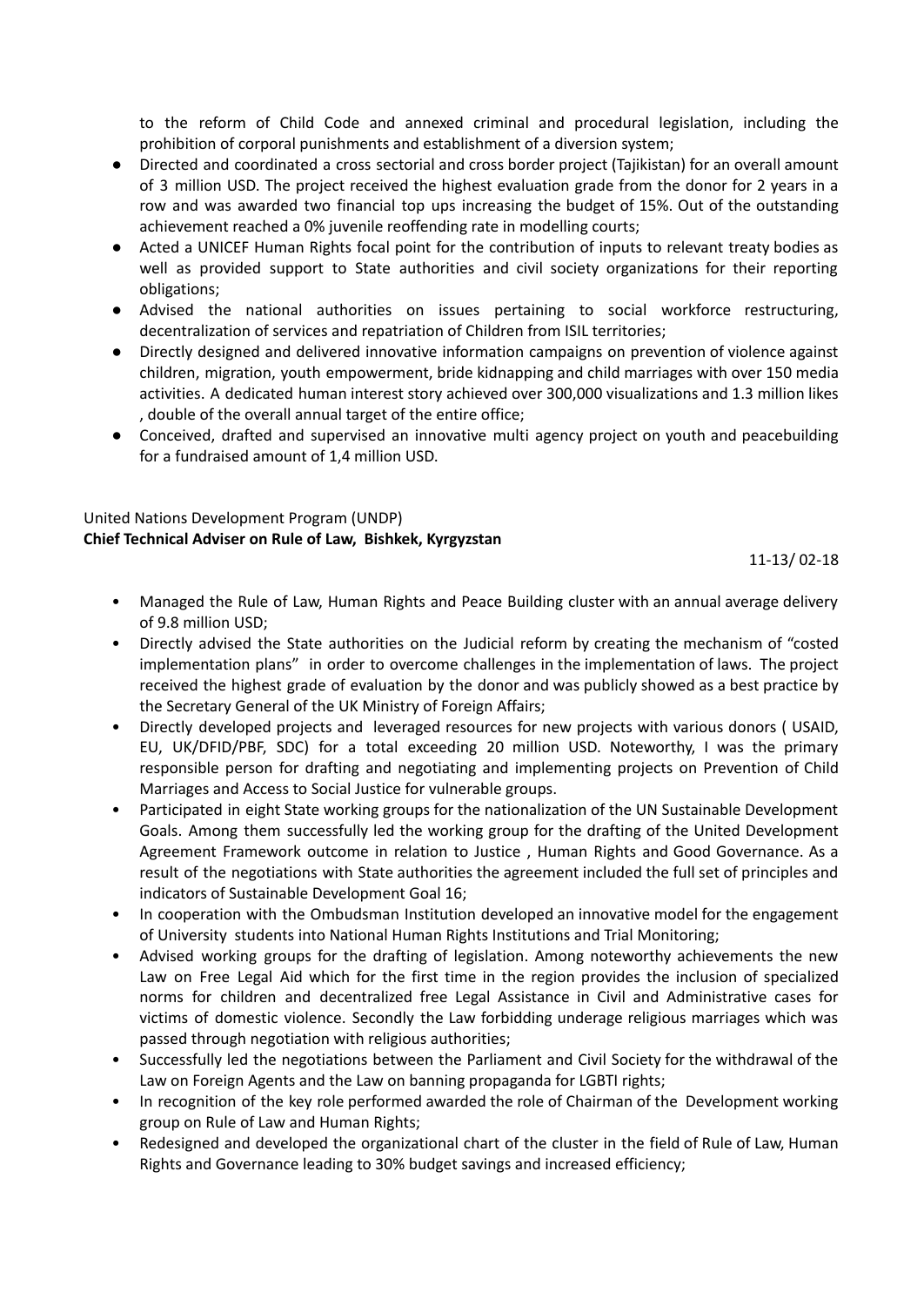to the reform of Child Code and annexed criminal and procedural legislation, including the prohibition of corporal punishments and establishment of a diversion system;

- Directed and coordinated a cross sectorial and cross border project (Tajikistan) for an overall amount of 3 million USD. The project received the highest evaluation grade from the donor for 2 years in a row and was awarded two financial top ups increasing the budget of 15%. Out of the outstanding achievement reached a 0% juvenile reoffending rate in modelling courts;
- Acted a UNICEF Human Rights focal point for the contribution of inputs to relevant treaty bodies as well as provided support to State authorities and civil society organizations for their reporting obligations;
- Advised the national authorities on issues pertaining to social workforce restructuring, decentralization of services and repatriation of Children from ISIL territories;
- Directly designed and delivered innovative information campaigns on prevention of violence against children, migration, youth empowerment, bride kidnapping and child marriages with over 150 media activities. A dedicated human interest story achieved over 300,000 visualizations and 1.3 million likes , double of the overall annual target of the entire office;
- Conceived, drafted and supervised an innovative multi agency project on youth and peacebuilding for a fundraised amount of 1,4 million USD.

United Nations Development Program (UNDP)
**Chief Technical Adviser on Rule of Law, Bishkek, Kyrgyzstan**

11-13/ 02-18

- Managed the Rule of Law, Human Rights and Peace Building cluster with an annual average delivery of 9.8 million USD;
- Directly advised the State authorities on the Judicial reform by creating the mechanism of "costed implementation plans" in order to overcome challenges in the implementation of laws. The project received the highest grade of evaluation by the donor and was publicly showed as a best practice by the Secretary General of the UK Ministry of Foreign Affairs;
- Directly developed projects and leveraged resources for new projects with various donors ( USAID, EU, UK/DFID/PBF, SDC) for a total exceeding 20 million USD. Noteworthy, I was the primary responsible person for drafting and negotiating and implementing projects on Prevention of Child Marriages and Access to Social Justice for vulnerable groups.
- Participated in eight State working groups for the nationalization of the UN Sustainable Development Goals. Among them successfully led the working group for the drafting of the United Development Agreement Framework outcome in relation to Justice , Human Rights and Good Governance. As a result of the negotiations with State authorities the agreement included the full set of principles and indicators of Sustainable Development Goal 16;
- In cooperation with the Ombudsman Institution developed an innovative model for the engagement of University students into National Human Rights Institutions and Trial Monitoring;
- Advised working groups for the drafting of legislation. Among noteworthy achievements the new Law on Free Legal Aid which for the first time in the region provides the inclusion of specialized norms for children and decentralized free Legal Assistance in Civil and Administrative cases for victims of domestic violence. Secondly the Law forbidding underage religious marriages which was passed through negotiation with religious authorities;
- Successfully led the negotiations between the Parliament and Civil Society for the withdrawal of the Law on Foreign Agents and the Law on banning propaganda for LGBTI rights;
- In recognition of the key role performed awarded the role of Chairman of the Development working group on Rule of Law and Human Rights;
- Redesigned and developed the organizational chart of the cluster in the field of Rule of Law, Human Rights and Governance leading to 30% budget savings and increased efficiency;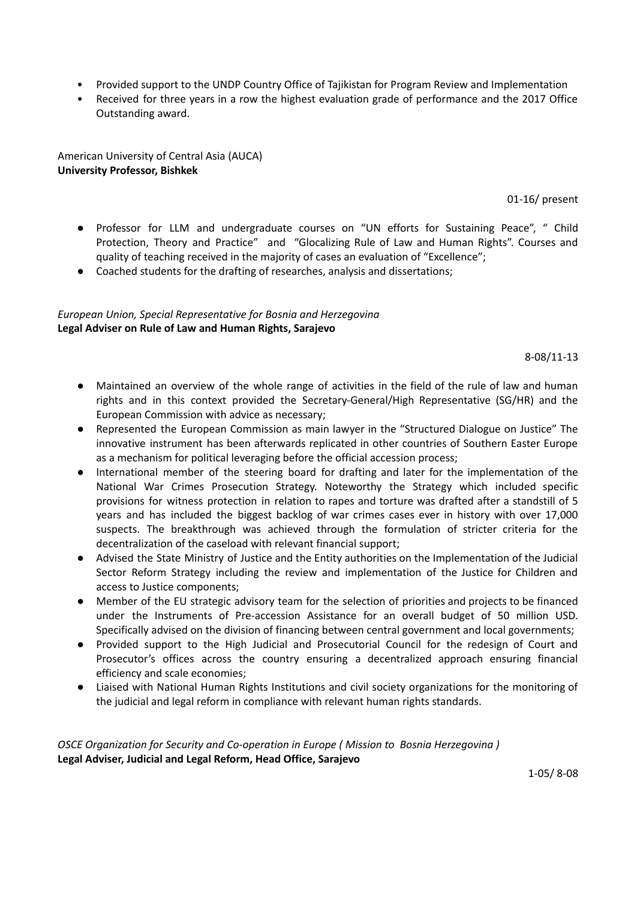- Provided support to the UNDP Country Office of Tajikistan for Program Review and Implementation
- Received for three years in a row the highest evaluation grade of performance and the 2017 Office Outstanding award.

American University of Central Asia (AUCA)
**University Professor, Bishkek**

01-16/ present

- Professor for LLM and undergraduate courses on "UN efforts for Sustaining Peace", " Child Protection, Theory and Practice" and "Glocalizing Rule of Law and Human Rights". Courses and quality of teaching received in the majority of cases an evaluation of "Excellence";
- Coached students for the drafting of researches, analysis and dissertations;

*European Union, Special Representative for Bosnia and Herzegovina*
**Legal Adviser on Rule of Law and Human Rights, Sarajevo**

8-08/11-13

- Maintained an overview of the whole range of activities in the field of the rule of law and human rights and in this context provided the Secretary-General/High Representative (SG/HR) and the European Commission with advice as necessary;
- Represented the European Commission as main lawyer in the "Structured Dialogue on Justice" The innovative instrument has been afterwards replicated in other countries of Southern Easter Europe as a mechanism for political leveraging before the official accession process;
- International member of the steering board for drafting and later for the implementation of the National War Crimes Prosecution Strategy. Noteworthy the Strategy which included specific provisions for witness protection in relation to rapes and torture was drafted after a standstill of 5 years and has included the biggest backlog of war crimes cases ever in history with over 17,000 suspects. The breakthrough was achieved through the formulation of stricter criteria for the decentralization of the caseload with relevant financial support;
- Advised the State Ministry of Justice and the Entity authorities on the Implementation of the Judicial Sector Reform Strategy including the review and implementation of the Justice for Children and access to Justice components;
- Member of the EU strategic advisory team for the selection of priorities and projects to be financed under the Instruments of Pre-accession Assistance for an overall budget of 50 million USD. Specifically advised on the division of financing between central government and local governments;
- Provided support to the High Judicial and Prosecutorial Council for the redesign of Court and Prosecutor's offices across the country ensuring a decentralized approach ensuring financial efficiency and scale economies;
- Liaised with National Human Rights Institutions and civil society organizations for the monitoring of the judicial and legal reform in compliance with relevant human rights standards.

*OSCE Organization for Security and Co-operation in Europe ( Mission to Bosnia Herzegovina )*
**Legal Adviser, Judicial and Legal Reform, Head Office, Sarajevo**

1-05/ 8-08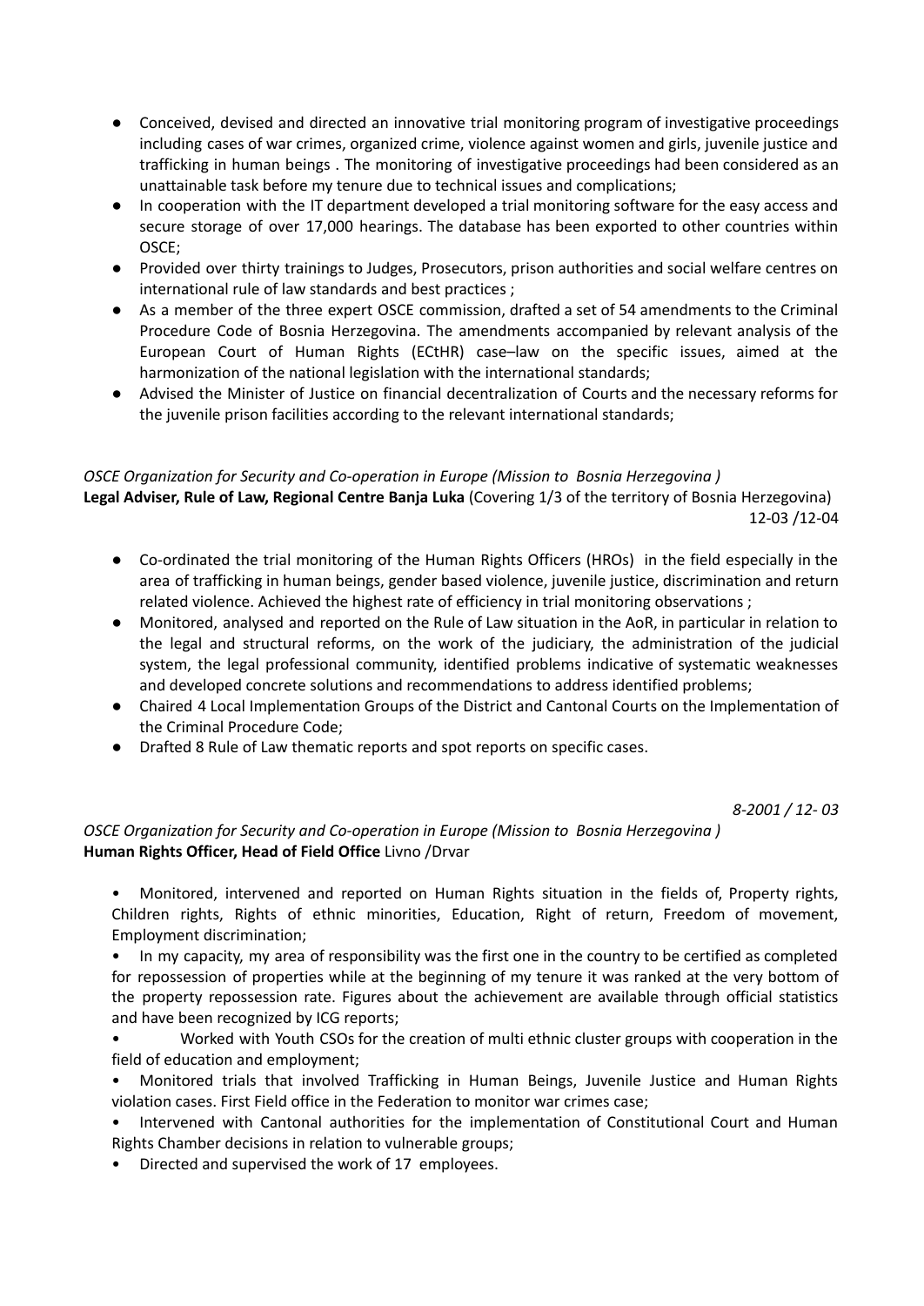- Conceived, devised and directed an innovative trial monitoring program of investigative proceedings including cases of war crimes, organized crime, violence against women and girls, juvenile justice and trafficking in human beings . The monitoring of investigative proceedings had been considered as an unattainable task before my tenure due to technical issues and complications;
- In cooperation with the IT department developed a trial monitoring software for the easy access and secure storage of over 17,000 hearings. The database has been exported to other countries within OSCE;
- Provided over thirty trainings to Judges, Prosecutors, prison authorities and social welfare centres on international rule of law standards and best practices ;
- As a member of the three expert OSCE commission, drafted a set of 54 amendments to the Criminal Procedure Code of Bosnia Herzegovina. The amendments accompanied by relevant analysis of the European Court of Human Rights (ECtHR) case–law on the specific issues, aimed at the harmonization of the national legislation with the international standards;
- Advised the Minister of Justice on financial decentralization of Courts and the necessary reforms for the juvenile prison facilities according to the relevant international standards;

*OSCE Organization for Security and Co-operation in Europe (Mission to Bosnia Herzegovina )*
**Legal Adviser, Rule of Law, Regional Centre Banja Luka** (Covering 1/3 of the territory of Bosnia Herzegovina)
12-03 /12-04

- Co-ordinated the trial monitoring of the Human Rights Officers (HROs) in the field especially in the area of trafficking in human beings, gender based violence, juvenile justice, discrimination and return related violence. Achieved the highest rate of efficiency in trial monitoring observations ;
- Monitored, analysed and reported on the Rule of Law situation in the AoR, in particular in relation to the legal and structural reforms, on the work of the judiciary, the administration of the judicial system, the legal professional community, identified problems indicative of systematic weaknesses and developed concrete solutions and recommendations to address identified problems;
- Chaired 4 Local Implementation Groups of the District and Cantonal Courts on the Implementation of the Criminal Procedure Code;
- Drafted 8 Rule of Law thematic reports and spot reports on specific cases.

*8-2001 / 12- 03*

*OSCE Organization for Security and Co-operation in Europe (Mission to Bosnia Herzegovina )*
**Human Rights Officer, Head of Field Office** Livno /Drvar

- Monitored, intervened and reported on Human Rights situation in the fields of, Property rights, Children rights, Rights of ethnic minorities, Education, Right of return, Freedom of movement, Employment discrimination;
- In my capacity, my area of responsibility was the first one in the country to be certified as completed for repossession of properties while at the beginning of my tenure it was ranked at the very bottom of the property repossession rate. Figures about the achievement are available through official statistics and have been recognized by ICG reports;
- Worked with Youth CSOs for the creation of multi ethnic cluster groups with cooperation in the field of education and employment;
- Monitored trials that involved Trafficking in Human Beings, Juvenile Justice and Human Rights violation cases. First Field office in the Federation to monitor war crimes case;
- Intervened with Cantonal authorities for the implementation of Constitutional Court and Human Rights Chamber decisions in relation to vulnerable groups;
- Directed and supervised the work of 17 employees.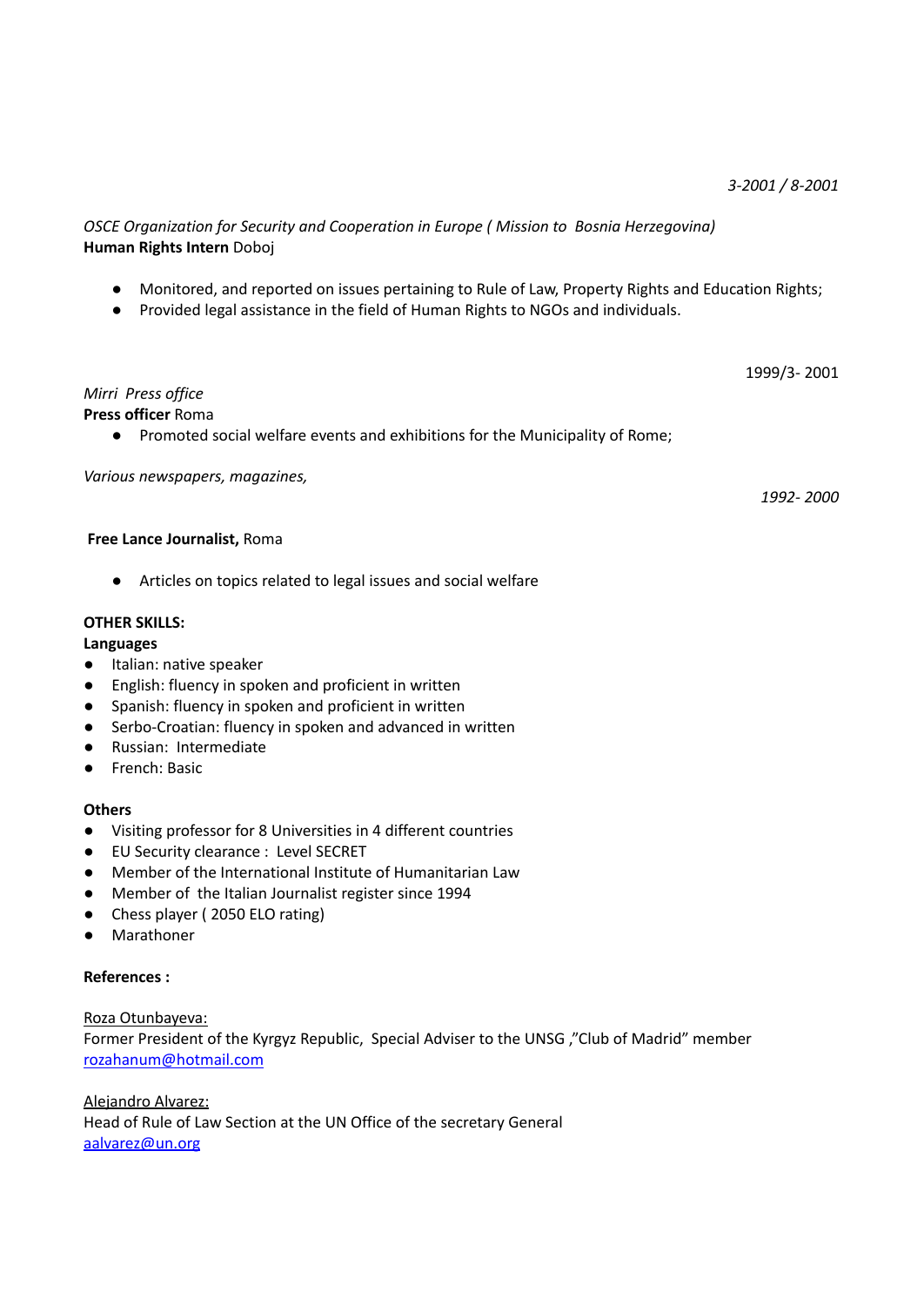*3-2001 / 8-2001*

*OSCE Organization for Security and Cooperation in Europe ( Mission to  Bosnia Herzegovina)*
**Human Rights Intern** Doboj

- Monitored, and reported on issues pertaining to Rule of Law, Property Rights and Education Rights;
- Provided legal assistance in the field of Human Rights to NGOs and individuals.

1999/3- 2001

*Mirri  Press office*
**Press officer** Roma

- Promoted social welfare events and exhibitions for the Municipality of Rome;

*Various newspapers, magazines,*

*1992- 2000*

**Free Lance Journalist,** Roma

- Articles on topics related to legal issues and social welfare

**OTHER SKILLS:**

**Languages**

- Italian: native speaker
- English: fluency in spoken and proficient in written
- Spanish: fluency in spoken and proficient in written
- Serbo-Croatian: fluency in spoken and advanced in written
- Russian:  Intermediate
- French: Basic

**Others**

- Visiting professor for 8 Universities in 4 different countries
- EU Security clearance :  Level SECRET
- Member of the International Institute of Humanitarian Law
- Member of  the Italian Journalist register since 1994
- Chess player ( 2050 ELO rating)
- Marathoner

**References :**

Roza Otunbayeva:
Former President of the Kyrgyz Republic,  Special Adviser to the UNSG ,"Club of Madrid" member
rozahanum@hotmail.com

Alejandro Alvarez:
Head of Rule of Law Section at the UN Office of the secretary General
aalvarez@un.org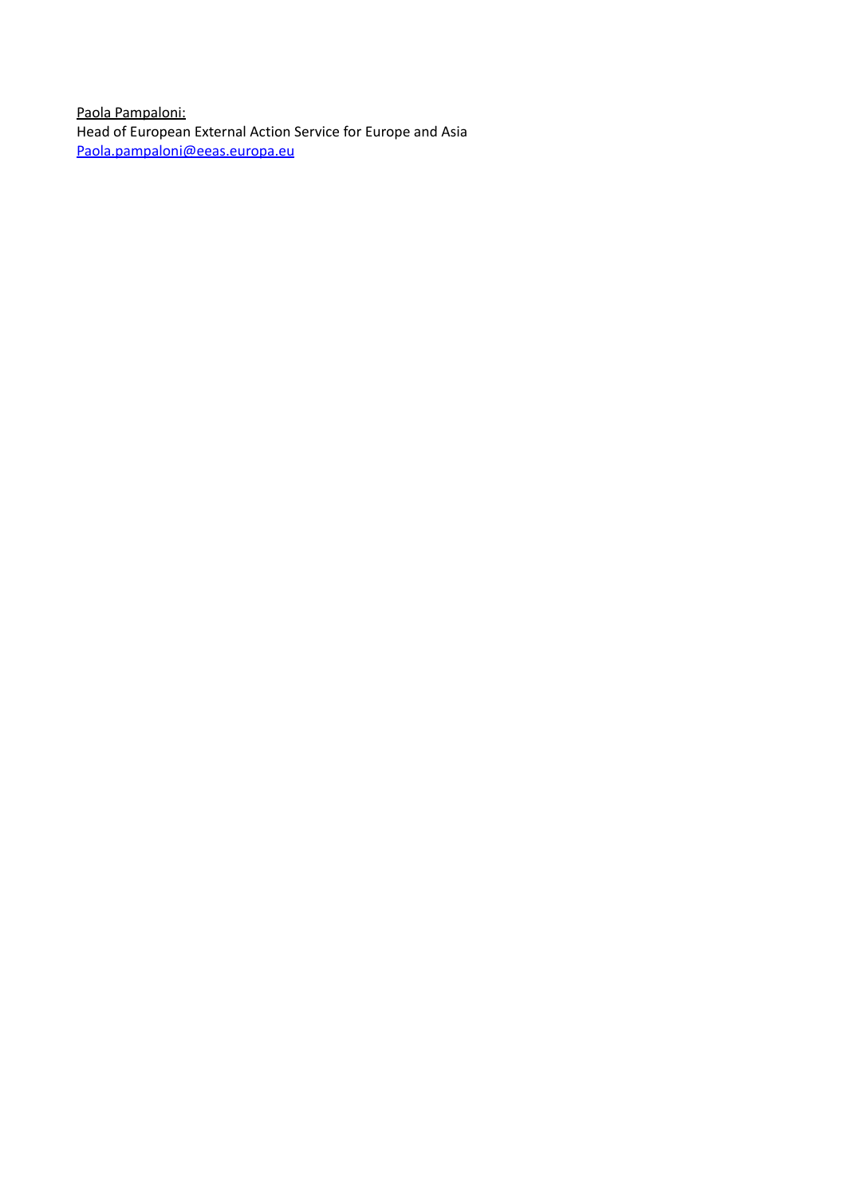<u>Paola Pampaloni:</u>
Head of European External Action Service for Europe and Asia
[Paola.pampaloni@eeas.europa.eu](mailto:Paola.pampaloni@eeas.europa.eu)